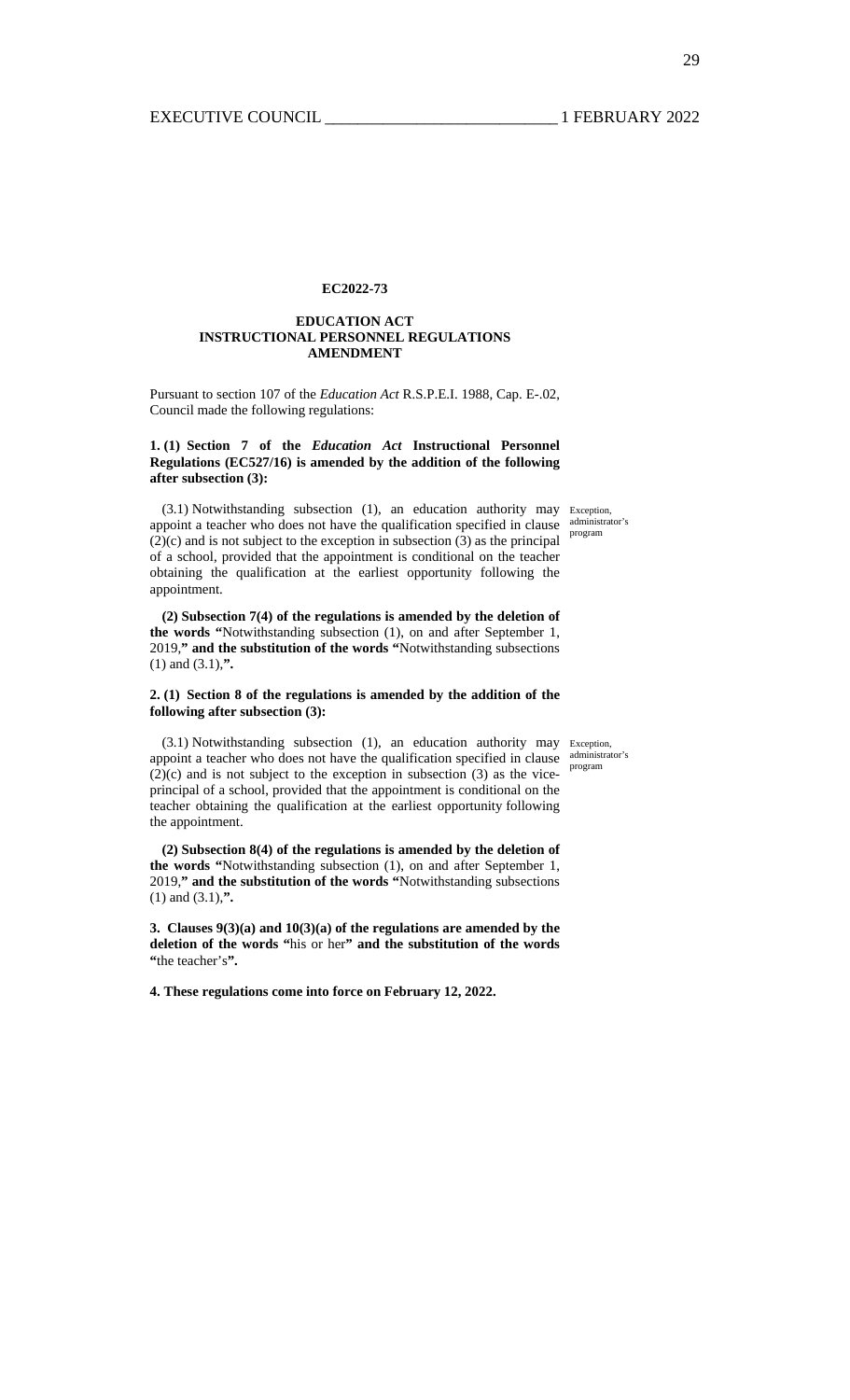**EC2022-73**

**EDUCATION ACT**
**INSTRUCTIONAL PERSONNEL REGULATIONS**
**AMENDMENT**

Pursuant to section 107 of the *Education Act* R.S.P.E.I. 1988, Cap. E-.02, Council made the following regulations:

**1. (1) Section 7 of the *Education Act* Instructional Personnel Regulations (EC527/16) is amended by the addition of the following after subsection (3):**

Exception, administrator's program

(3.1) Notwithstanding subsection (1), an education authority may appoint a teacher who does not have the qualification specified in clause (2)(c) and is not subject to the exception in subsection (3) as the principal of a school, provided that the appointment is conditional on the teacher obtaining the qualification at the earliest opportunity following the appointment.

**(2) Subsection 7(4) of the regulations is amended by the deletion of the words "**Notwithstanding subsection (1), on and after September 1, 2019,**" and the substitution of the words "**Notwithstanding subsections (1) and (3.1),**".**

**2. (1) Section 8 of the regulations is amended by the addition of the following after subsection (3):**

Exception, administrator's program

(3.1) Notwithstanding subsection (1), an education authority may appoint a teacher who does not have the qualification specified in clause (2)(c) and is not subject to the exception in subsection (3) as the vice-principal of a school, provided that the appointment is conditional on the teacher obtaining the qualification at the earliest opportunity following the appointment.

**(2) Subsection 8(4) of the regulations is amended by the deletion of the words "**Notwithstanding subsection (1), on and after September 1, 2019,**" and the substitution of the words "**Notwithstanding subsections (1) and (3.1),**".**

**3. Clauses 9(3)(a) and 10(3)(a) of the regulations are amended by the deletion of the words "**his or her**" and the substitution of the words "**the teacher's**".**

**4. These regulations come into force on February 12, 2022.**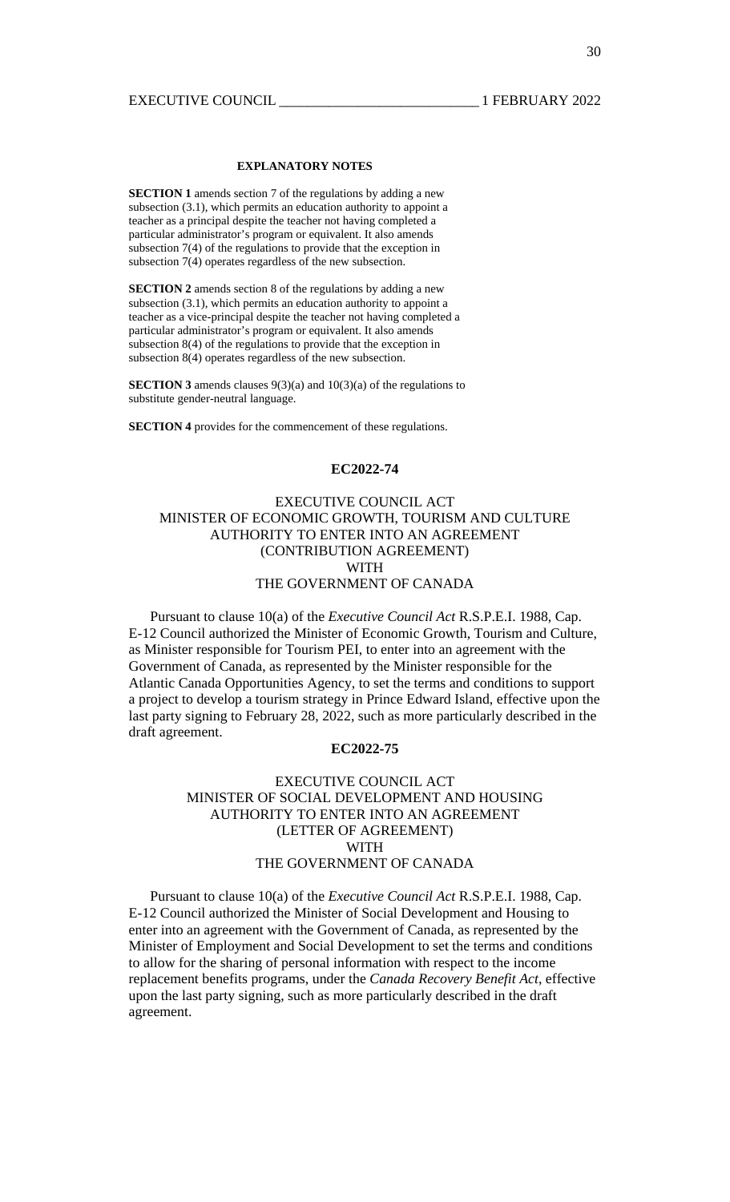#### EXPLANATORY NOTES

**SECTION 1** amends section 7 of the regulations by adding a new subsection (3.1), which permits an education authority to appoint a teacher as a principal despite the teacher not having completed a particular administrator's program or equivalent. It also amends subsection 7(4) of the regulations to provide that the exception in subsection 7(4) operates regardless of the new subsection.

**SECTION 2** amends section 8 of the regulations by adding a new subsection (3.1), which permits an education authority to appoint a teacher as a vice-principal despite the teacher not having completed a particular administrator's program or equivalent. It also amends subsection 8(4) of the regulations to provide that the exception in subsection 8(4) operates regardless of the new subsection.

**SECTION 3** amends clauses 9(3)(a) and 10(3)(a) of the regulations to substitute gender-neutral language.

**SECTION 4** provides for the commencement of these regulations.

### EC2022-74

EXECUTIVE COUNCIL ACT
MINISTER OF ECONOMIC GROWTH, TOURISM AND CULTURE
AUTHORITY TO ENTER INTO AN AGREEMENT
(CONTRIBUTION AGREEMENT)
WITH
THE GOVERNMENT OF CANADA

Pursuant to clause 10(a) of the *Executive Council Act* R.S.P.E.I. 1988, Cap. E-12 Council authorized the Minister of Economic Growth, Tourism and Culture, as Minister responsible for Tourism PEI, to enter into an agreement with the Government of Canada, as represented by the Minister responsible for the Atlantic Canada Opportunities Agency, to set the terms and conditions to support a project to develop a tourism strategy in Prince Edward Island, effective upon the last party signing to February 28, 2022, such as more particularly described in the draft agreement.

### EC2022-75

EXECUTIVE COUNCIL ACT
MINISTER OF SOCIAL DEVELOPMENT AND HOUSING
AUTHORITY TO ENTER INTO AN AGREEMENT
(LETTER OF AGREEMENT)
WITH
THE GOVERNMENT OF CANADA

Pursuant to clause 10(a) of the *Executive Council Act* R.S.P.E.I. 1988, Cap. E-12 Council authorized the Minister of Social Development and Housing to enter into an agreement with the Government of Canada, as represented by the Minister of Employment and Social Development to set the terms and conditions to allow for the sharing of personal information with respect to the income replacement benefits programs, under the *Canada Recovery Benefit Act*, effective upon the last party signing, such as more particularly described in the draft agreement.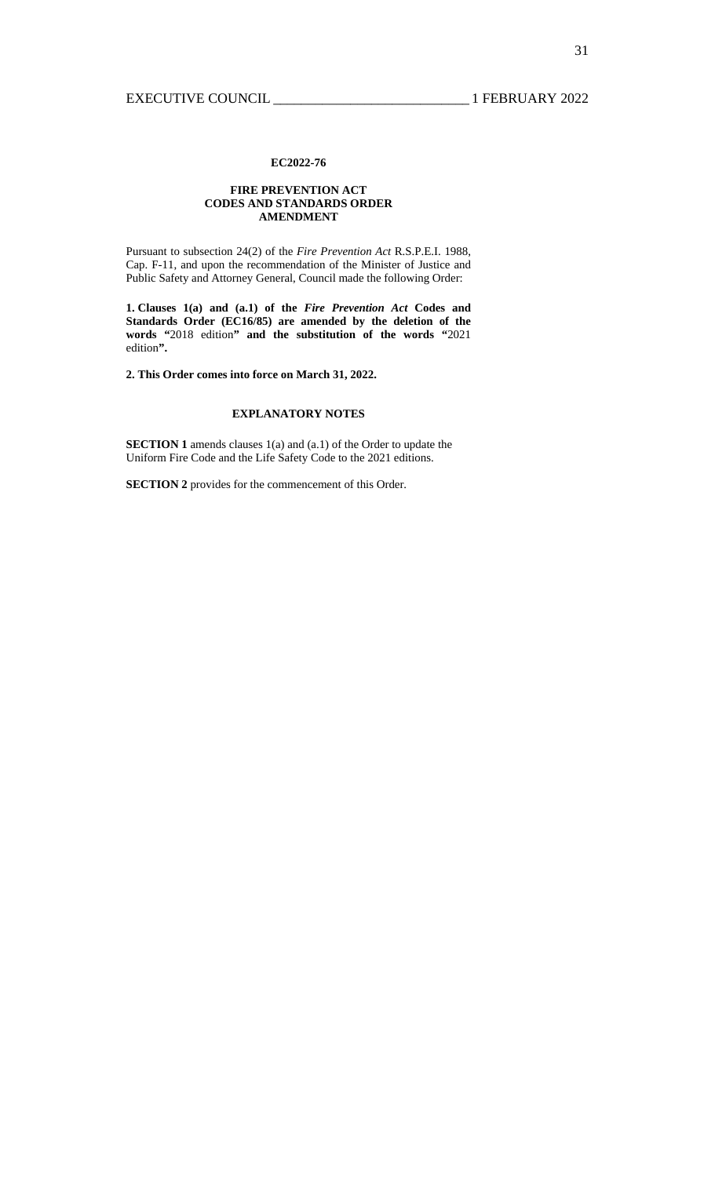**EC2022-76**

**FIRE PREVENTION ACT**
**CODES AND STANDARDS ORDER**
**AMENDMENT**

Pursuant to subsection 24(2) of the *Fire Prevention Act* R.S.P.E.I. 1988, Cap. F-11, and upon the recommendation of the Minister of Justice and Public Safety and Attorney General, Council made the following Order:

**1. Clauses 1(a) and (a.1) of the *Fire Prevention Act* Codes and Standards Order (EC16/85) are amended by the deletion of the words "**2018 edition**" and the substitution of the words "**2021 edition**".**

**2. This Order comes into force on March 31, 2022.**

**EXPLANATORY NOTES**

**SECTION 1** amends clauses 1(a) and (a.1) of the Order to update the Uniform Fire Code and the Life Safety Code to the 2021 editions.

**SECTION 2** provides for the commencement of this Order.